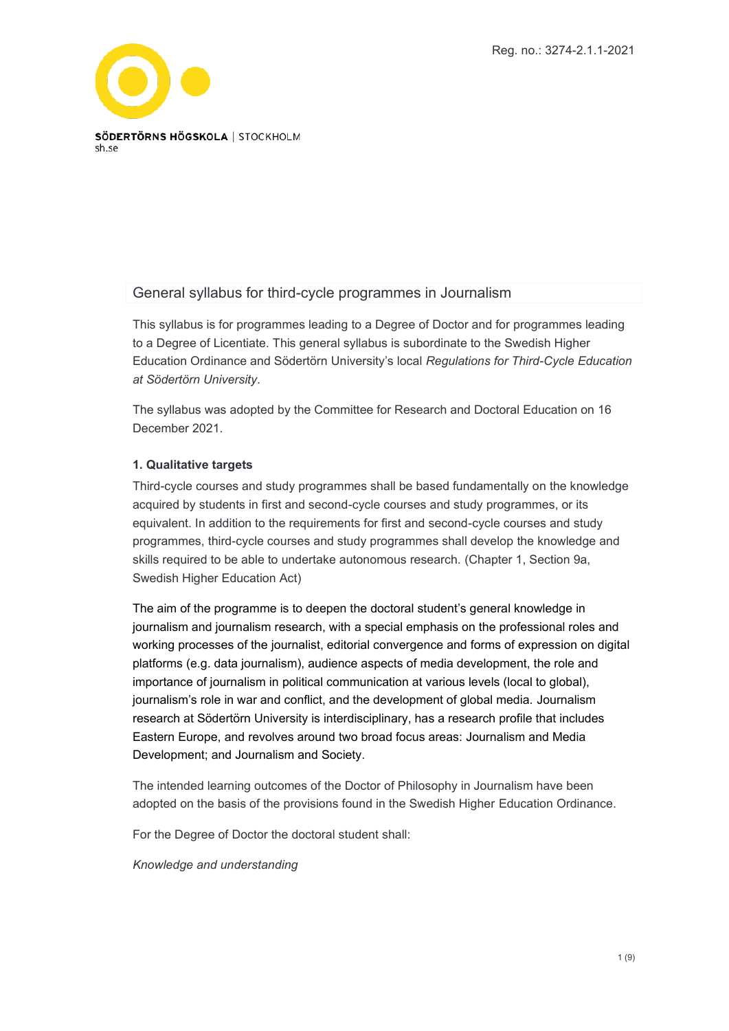Reg. no.: 3274-2.1.1-2021

SÖDERTÖRNS HÖGSKOLA | STOCKHOLM
sh.se

# General syllabus for third-cycle programmes in Journalism

This syllabus is for programmes leading to a Degree of Doctor and for programmes leading to a Degree of Licentiate. This general syllabus is subordinate to the Swedish Higher Education Ordinance and Södertörn University's local *Regulations for Third-Cycle Education at Södertörn University*.

The syllabus was adopted by the Committee for Research and Doctoral Education on 16 December 2021.

## 1. Qualitative targets

Third-cycle courses and study programmes shall be based fundamentally on the knowledge acquired by students in first and second-cycle courses and study programmes, or its equivalent. In addition to the requirements for first and second-cycle courses and study programmes, third-cycle courses and study programmes shall develop the knowledge and skills required to be able to undertake autonomous research. (Chapter 1, Section 9a, Swedish Higher Education Act)

The aim of the programme is to deepen the doctoral student's general knowledge in journalism and journalism research, with a special emphasis on the professional roles and working processes of the journalist, editorial convergence and forms of expression on digital platforms (e.g. data journalism), audience aspects of media development, the role and importance of journalism in political communication at various levels (local to global), journalism's role in war and conflict, and the development of global media. Journalism research at Södertörn University is interdisciplinary, has a research profile that includes Eastern Europe, and revolves around two broad focus areas: Journalism and Media Development; and Journalism and Society.

The intended learning outcomes of the Doctor of Philosophy in Journalism have been adopted on the basis of the provisions found in the Swedish Higher Education Ordinance.

For the Degree of Doctor the doctoral student shall:

*Knowledge and understanding*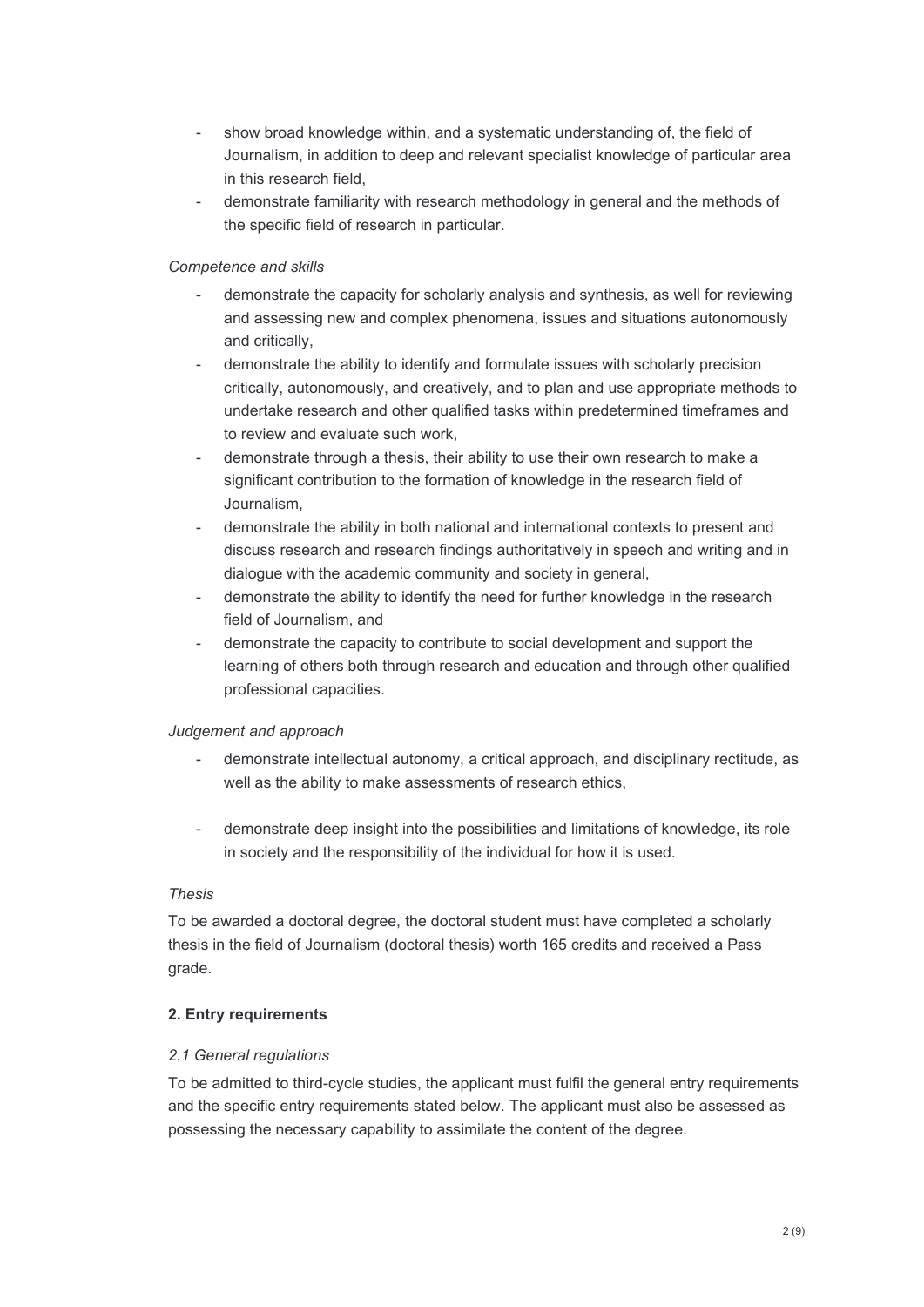- show broad knowledge within, and a systematic understanding of, the field of Journalism, in addition to deep and relevant specialist knowledge of particular area in this research field,
- demonstrate familiarity with research methodology in general and the methods of the specific field of research in particular.

*Competence and skills*

- demonstrate the capacity for scholarly analysis and synthesis, as well for reviewing and assessing new and complex phenomena, issues and situations autonomously and critically,
- demonstrate the ability to identify and formulate issues with scholarly precision critically, autonomously, and creatively, and to plan and use appropriate methods to undertake research and other qualified tasks within predetermined timeframes and to review and evaluate such work,
- demonstrate through a thesis, their ability to use their own research to make a significant contribution to the formation of knowledge in the research field of Journalism,
- demonstrate the ability in both national and international contexts to present and discuss research and research findings authoritatively in speech and writing and in dialogue with the academic community and society in general,
- demonstrate the ability to identify the need for further knowledge in the research field of Journalism, and
- demonstrate the capacity to contribute to social development and support the learning of others both through research and education and through other qualified professional capacities.

*Judgement and approach*

- demonstrate intellectual autonomy, a critical approach, and disciplinary rectitude, as well as the ability to make assessments of research ethics,
- demonstrate deep insight into the possibilities and limitations of knowledge, its role in society and the responsibility of the individual for how it is used.

*Thesis*

To be awarded a doctoral degree, the doctoral student must have completed a scholarly thesis in the field of Journalism (doctoral thesis) worth 165 credits and received a Pass grade.

**2. Entry requirements**

*2.1 General regulations*

To be admitted to third-cycle studies, the applicant must fulfil the general entry requirements and the specific entry requirements stated below. The applicant must also be assessed as possessing the necessary capability to assimilate the content of the degree.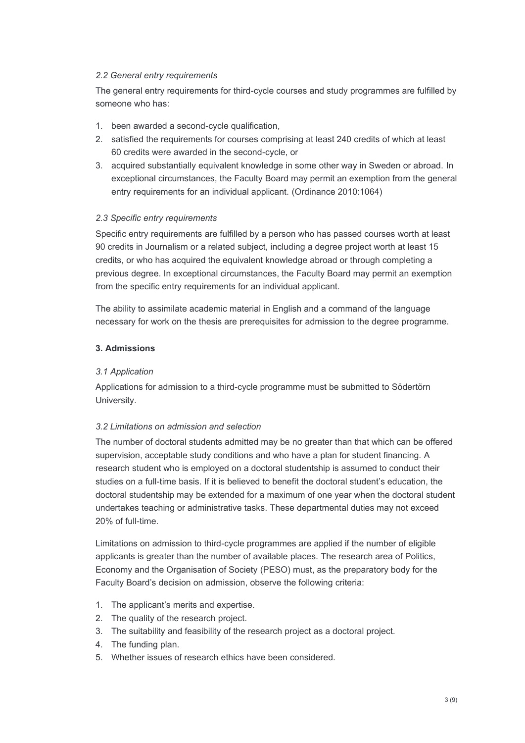*2.2 General entry requirements*

The general entry requirements for third-cycle courses and study programmes are fulfilled by someone who has:

1. been awarded a second-cycle qualification,
2. satisfied the requirements for courses comprising at least 240 credits of which at least 60 credits were awarded in the second-cycle, or
3. acquired substantially equivalent knowledge in some other way in Sweden or abroad. In exceptional circumstances, the Faculty Board may permit an exemption from the general entry requirements for an individual applicant. (Ordinance 2010:1064)

*2.3 Specific entry requirements*

Specific entry requirements are fulfilled by a person who has passed courses worth at least 90 credits in Journalism or a related subject, including a degree project worth at least 15 credits, or who has acquired the equivalent knowledge abroad or through completing a previous degree. In exceptional circumstances, the Faculty Board may permit an exemption from the specific entry requirements for an individual applicant.

The ability to assimilate academic material in English and a command of the language necessary for work on the thesis are prerequisites for admission to the degree programme.

## 3. Admissions

*3.1 Application*

Applications for admission to a third-cycle programme must be submitted to Södertörn University.

*3.2 Limitations on admission and selection*

The number of doctoral students admitted may be no greater than that which can be offered supervision, acceptable study conditions and who have a plan for student financing. A research student who is employed on a doctoral studentship is assumed to conduct their studies on a full-time basis. If it is believed to benefit the doctoral student's education, the doctoral studentship may be extended for a maximum of one year when the doctoral student undertakes teaching or administrative tasks. These departmental duties may not exceed 20% of full-time.

Limitations on admission to third-cycle programmes are applied if the number of eligible applicants is greater than the number of available places. The research area of Politics, Economy and the Organisation of Society (PESO) must, as the preparatory body for the Faculty Board's decision on admission, observe the following criteria:

1. The applicant's merits and expertise.
2. The quality of the research project.
3. The suitability and feasibility of the research project as a doctoral project.
4. The funding plan.
5. Whether issues of research ethics have been considered.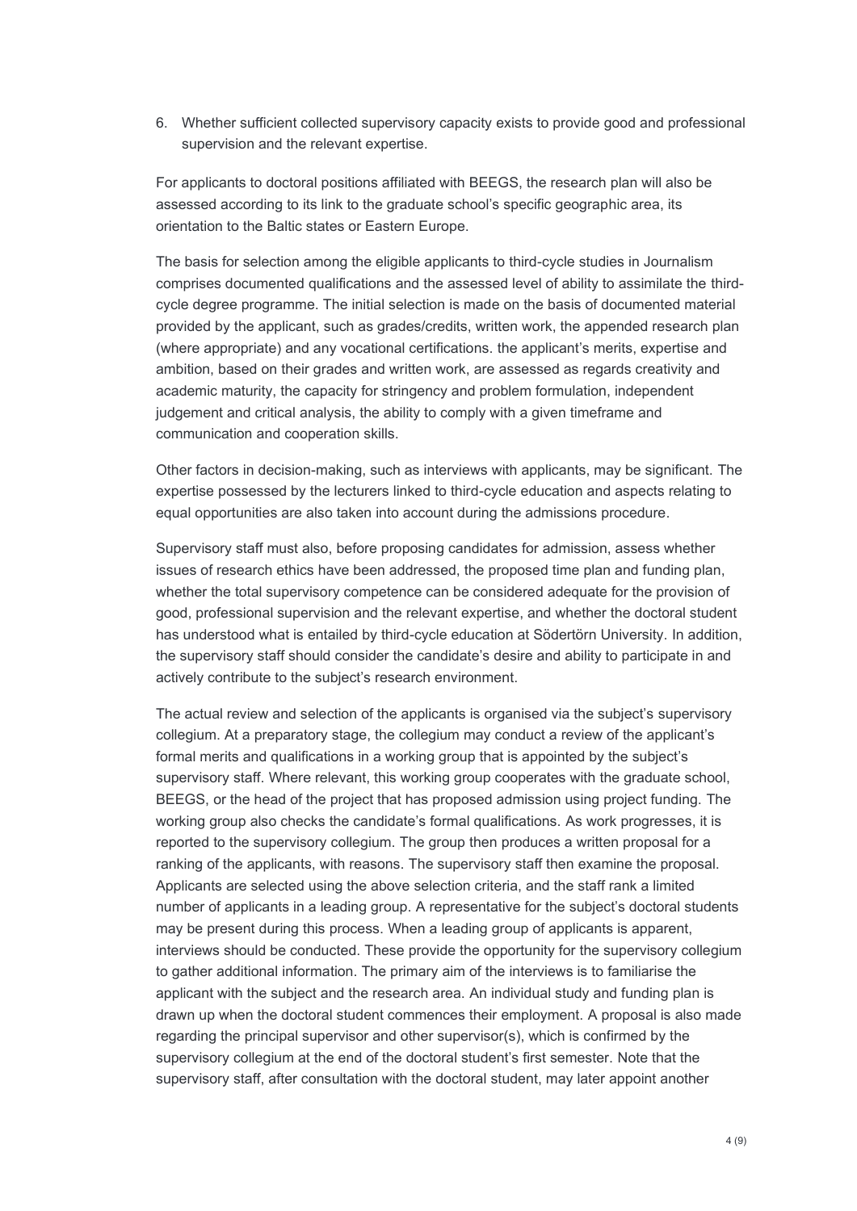6. Whether sufficient collected supervisory capacity exists to provide good and professional supervision and the relevant expertise.

For applicants to doctoral positions affiliated with BEEGS, the research plan will also be assessed according to its link to the graduate school's specific geographic area, its orientation to the Baltic states or Eastern Europe.

The basis for selection among the eligible applicants to third-cycle studies in Journalism comprises documented qualifications and the assessed level of ability to assimilate the third-cycle degree programme. The initial selection is made on the basis of documented material provided by the applicant, such as grades/credits, written work, the appended research plan (where appropriate) and any vocational certifications. the applicant's merits, expertise and ambition, based on their grades and written work, are assessed as regards creativity and academic maturity, the capacity for stringency and problem formulation, independent judgement and critical analysis, the ability to comply with a given timeframe and communication and cooperation skills.

Other factors in decision-making, such as interviews with applicants, may be significant. The expertise possessed by the lecturers linked to third-cycle education and aspects relating to equal opportunities are also taken into account during the admissions procedure.

Supervisory staff must also, before proposing candidates for admission, assess whether issues of research ethics have been addressed, the proposed time plan and funding plan, whether the total supervisory competence can be considered adequate for the provision of good, professional supervision and the relevant expertise, and whether the doctoral student has understood what is entailed by third-cycle education at Södertörn University. In addition, the supervisory staff should consider the candidate's desire and ability to participate in and actively contribute to the subject's research environment.

The actual review and selection of the applicants is organised via the subject's supervisory collegium. At a preparatory stage, the collegium may conduct a review of the applicant's formal merits and qualifications in a working group that is appointed by the subject's supervisory staff. Where relevant, this working group cooperates with the graduate school, BEEGS, or the head of the project that has proposed admission using project funding. The working group also checks the candidate's formal qualifications. As work progresses, it is reported to the supervisory collegium. The group then produces a written proposal for a ranking of the applicants, with reasons. The supervisory staff then examine the proposal. Applicants are selected using the above selection criteria, and the staff rank a limited number of applicants in a leading group. A representative for the subject's doctoral students may be present during this process. When a leading group of applicants is apparent, interviews should be conducted. These provide the opportunity for the supervisory collegium to gather additional information. The primary aim of the interviews is to familiarise the applicant with the subject and the research area. An individual study and funding plan is drawn up when the doctoral student commences their employment. A proposal is also made regarding the principal supervisor and other supervisor(s), which is confirmed by the supervisory collegium at the end of the doctoral student's first semester. Note that the supervisory staff, after consultation with the doctoral student, may later appoint another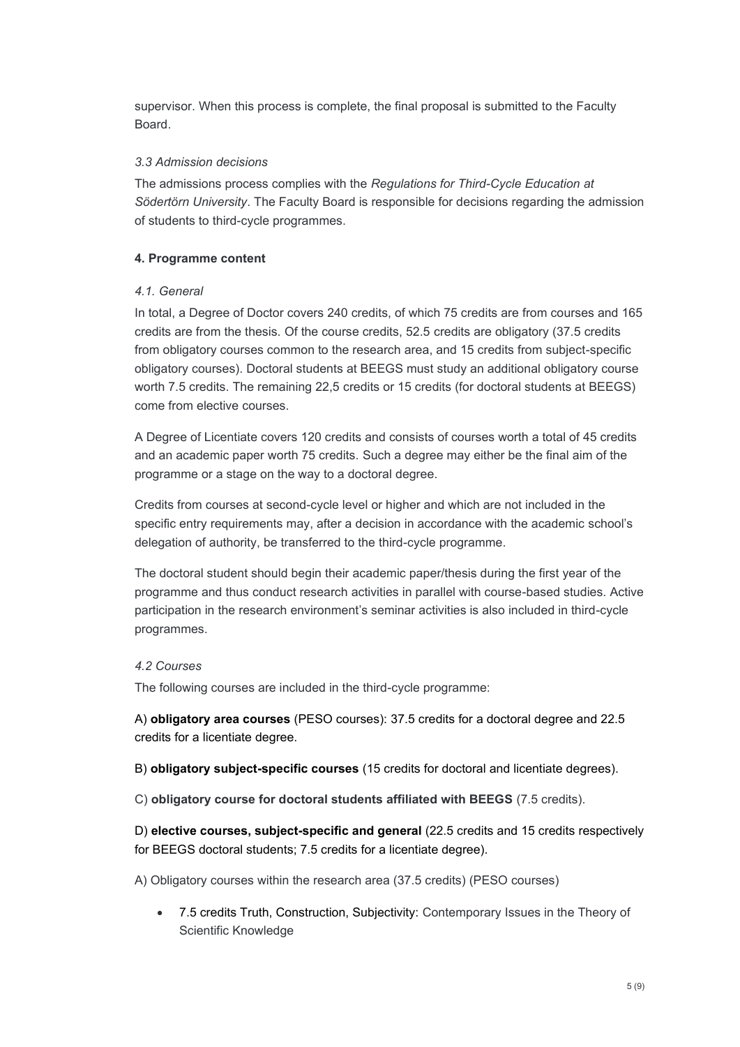supervisor. When this process is complete, the final proposal is submitted to the Faculty Board.

### *3.3 Admission decisions*

The admissions process complies with the *Regulations for Third-Cycle Education at Södertörn University*. The Faculty Board is responsible for decisions regarding the admission of students to third-cycle programmes.

## **4. Programme content**

### *4.1. General*

In total, a Degree of Doctor covers 240 credits, of which 75 credits are from courses and 165 credits are from the thesis. Of the course credits, 52.5 credits are obligatory (37.5 credits from obligatory courses common to the research area, and 15 credits from subject-specific obligatory courses). Doctoral students at BEEGS must study an additional obligatory course worth 7.5 credits. The remaining 22,5 credits or 15 credits (for doctoral students at BEEGS) come from elective courses.

A Degree of Licentiate covers 120 credits and consists of courses worth a total of 45 credits and an academic paper worth 75 credits. Such a degree may either be the final aim of the programme or a stage on the way to a doctoral degree.

Credits from courses at second-cycle level or higher and which are not included in the specific entry requirements may, after a decision in accordance with the academic school's delegation of authority, be transferred to the third-cycle programme.

The doctoral student should begin their academic paper/thesis during the first year of the programme and thus conduct research activities in parallel with course-based studies. Active participation in the research environment's seminar activities is also included in third-cycle programmes.

### *4.2 Courses*

The following courses are included in the third-cycle programme:

A) **obligatory area courses** (PESO courses): 37.5 credits for a doctoral degree and 22.5 credits for a licentiate degree.

B) **obligatory subject-specific courses** (15 credits for doctoral and licentiate degrees).

C) **obligatory course for doctoral students affiliated with BEEGS** (7.5 credits).

D) **elective courses, subject-specific and general** (22.5 credits and 15 credits respectively for BEEGS doctoral students; 7.5 credits for a licentiate degree).

A) Obligatory courses within the research area (37.5 credits) (PESO courses)

- 7.5 credits Truth, Construction, Subjectivity: Contemporary Issues in the Theory of Scientific Knowledge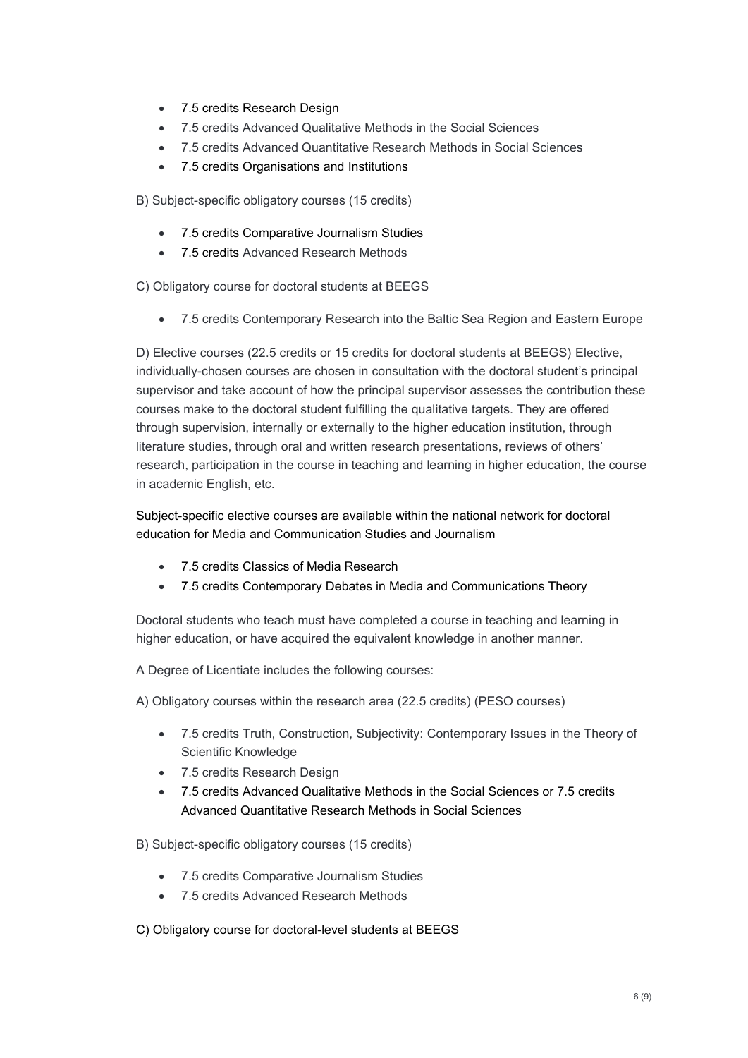- 7.5 credits Research Design
- 7.5 credits Advanced Qualitative Methods in the Social Sciences
- 7.5 credits Advanced Quantitative Research Methods in Social Sciences
- 7.5 credits Organisations and Institutions

B) Subject-specific obligatory courses (15 credits)

- 7.5 credits Comparative Journalism Studies
- 7.5 credits Advanced Research Methods

C) Obligatory course for doctoral students at BEEGS

- 7.5 credits Contemporary Research into the Baltic Sea Region and Eastern Europe

D) Elective courses (22.5 credits or 15 credits for doctoral students at BEEGS) Elective, individually-chosen courses are chosen in consultation with the doctoral student's principal supervisor and take account of how the principal supervisor assesses the contribution these courses make to the doctoral student fulfilling the qualitative targets. They are offered through supervision, internally or externally to the higher education institution, through literature studies, through oral and written research presentations, reviews of others' research, participation in the course in teaching and learning in higher education, the course in academic English, etc.

Subject-specific elective courses are available within the national network for doctoral education for Media and Communication Studies and Journalism

- 7.5 credits Classics of Media Research
- 7.5 credits Contemporary Debates in Media and Communications Theory

Doctoral students who teach must have completed a course in teaching and learning in higher education, or have acquired the equivalent knowledge in another manner.

A Degree of Licentiate includes the following courses:

A) Obligatory courses within the research area (22.5 credits) (PESO courses)

- 7.5 credits Truth, Construction, Subjectivity: Contemporary Issues in the Theory of Scientific Knowledge
- 7.5 credits Research Design
- 7.5 credits Advanced Qualitative Methods in the Social Sciences or 7.5 credits Advanced Quantitative Research Methods in Social Sciences

B) Subject-specific obligatory courses (15 credits)

- 7.5 credits Comparative Journalism Studies
- 7.5 credits Advanced Research Methods

C) Obligatory course for doctoral-level students at BEEGS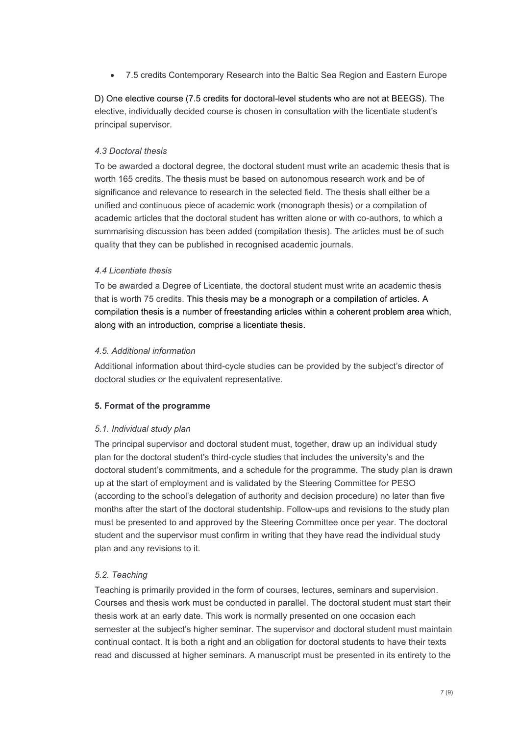- 7.5 credits Contemporary Research into the Baltic Sea Region and Eastern Europe

D) One elective course (7.5 credits for doctoral-level students who are not at BEEGS). The elective, individually decided course is chosen in consultation with the licentiate student's principal supervisor.

*4.3 Doctoral thesis*

To be awarded a doctoral degree, the doctoral student must write an academic thesis that is worth 165 credits. The thesis must be based on autonomous research work and be of significance and relevance to research in the selected field. The thesis shall either be a unified and continuous piece of academic work (monograph thesis) or a compilation of academic articles that the doctoral student has written alone or with co-authors, to which a summarising discussion has been added (compilation thesis). The articles must be of such quality that they can be published in recognised academic journals.

*4.4 Licentiate thesis*

To be awarded a Degree of Licentiate, the doctoral student must write an academic thesis that is worth 75 credits. This thesis may be a monograph or a compilation of articles. A compilation thesis is a number of freestanding articles within a coherent problem area which, along with an introduction, comprise a licentiate thesis.

*4.5. Additional information*

Additional information about third-cycle studies can be provided by the subject's director of doctoral studies or the equivalent representative.

**5. Format of the programme**

*5.1. Individual study plan*

The principal supervisor and doctoral student must, together, draw up an individual study plan for the doctoral student's third-cycle studies that includes the university's and the doctoral student's commitments, and a schedule for the programme. The study plan is drawn up at the start of employment and is validated by the Steering Committee for PESO (according to the school's delegation of authority and decision procedure) no later than five months after the start of the doctoral studentship. Follow-ups and revisions to the study plan must be presented to and approved by the Steering Committee once per year. The doctoral student and the supervisor must confirm in writing that they have read the individual study plan and any revisions to it.

*5.2. Teaching*

Teaching is primarily provided in the form of courses, lectures, seminars and supervision. Courses and thesis work must be conducted in parallel. The doctoral student must start their thesis work at an early date. This work is normally presented on one occasion each semester at the subject's higher seminar. The supervisor and doctoral student must maintain continual contact. It is both a right and an obligation for doctoral students to have their texts read and discussed at higher seminars. A manuscript must be presented in its entirety to the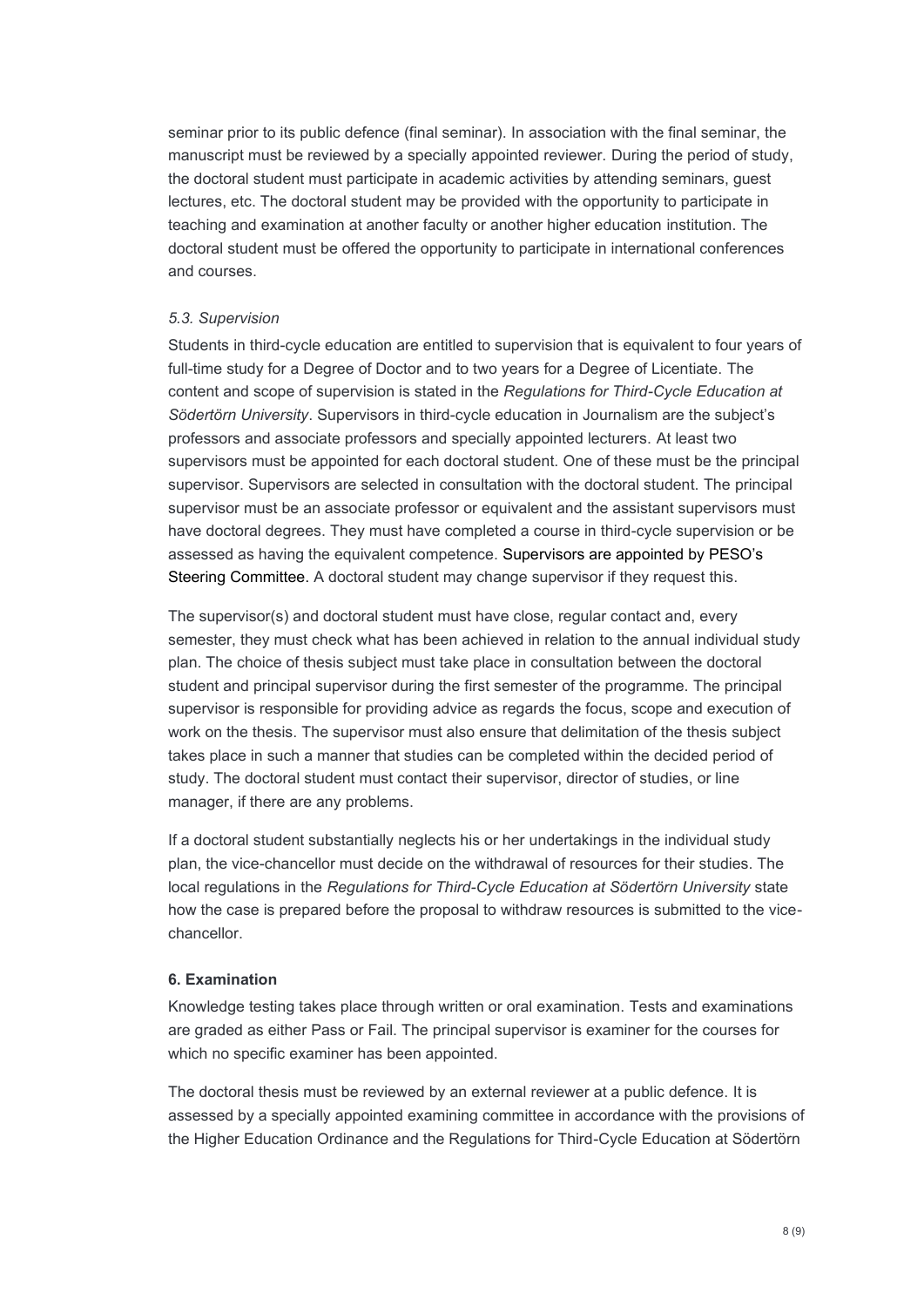seminar prior to its public defence (final seminar). In association with the final seminar, the manuscript must be reviewed by a specially appointed reviewer. During the period of study, the doctoral student must participate in academic activities by attending seminars, guest lectures, etc. The doctoral student may be provided with the opportunity to participate in teaching and examination at another faculty or another higher education institution. The doctoral student must be offered the opportunity to participate in international conferences and courses.

### *5.3. Supervision*

Students in third-cycle education are entitled to supervision that is equivalent to four years of full-time study for a Degree of Doctor and to two years for a Degree of Licentiate. The content and scope of supervision is stated in the *Regulations for Third-Cycle Education at Södertörn University*. Supervisors in third-cycle education in Journalism are the subject's professors and associate professors and specially appointed lecturers. At least two supervisors must be appointed for each doctoral student. One of these must be the principal supervisor. Supervisors are selected in consultation with the doctoral student. The principal supervisor must be an associate professor or equivalent and the assistant supervisors must have doctoral degrees. They must have completed a course in third-cycle supervision or be assessed as having the equivalent competence. Supervisors are appointed by PESO's Steering Committee. A doctoral student may change supervisor if they request this.

The supervisor(s) and doctoral student must have close, regular contact and, every semester, they must check what has been achieved in relation to the annual individual study plan. The choice of thesis subject must take place in consultation between the doctoral student and principal supervisor during the first semester of the programme. The principal supervisor is responsible for providing advice as regards the focus, scope and execution of work on the thesis. The supervisor must also ensure that delimitation of the thesis subject takes place in such a manner that studies can be completed within the decided period of study. The doctoral student must contact their supervisor, director of studies, or line manager, if there are any problems.

If a doctoral student substantially neglects his or her undertakings in the individual study plan, the vice-chancellor must decide on the withdrawal of resources for their studies. The local regulations in the *Regulations for Third-Cycle Education at Södertörn University* state how the case is prepared before the proposal to withdraw resources is submitted to the vice-chancellor.

## 6. Examination

Knowledge testing takes place through written or oral examination. Tests and examinations are graded as either Pass or Fail. The principal supervisor is examiner for the courses for which no specific examiner has been appointed.

The doctoral thesis must be reviewed by an external reviewer at a public defence. It is assessed by a specially appointed examining committee in accordance with the provisions of the Higher Education Ordinance and the Regulations for Third-Cycle Education at Södertörn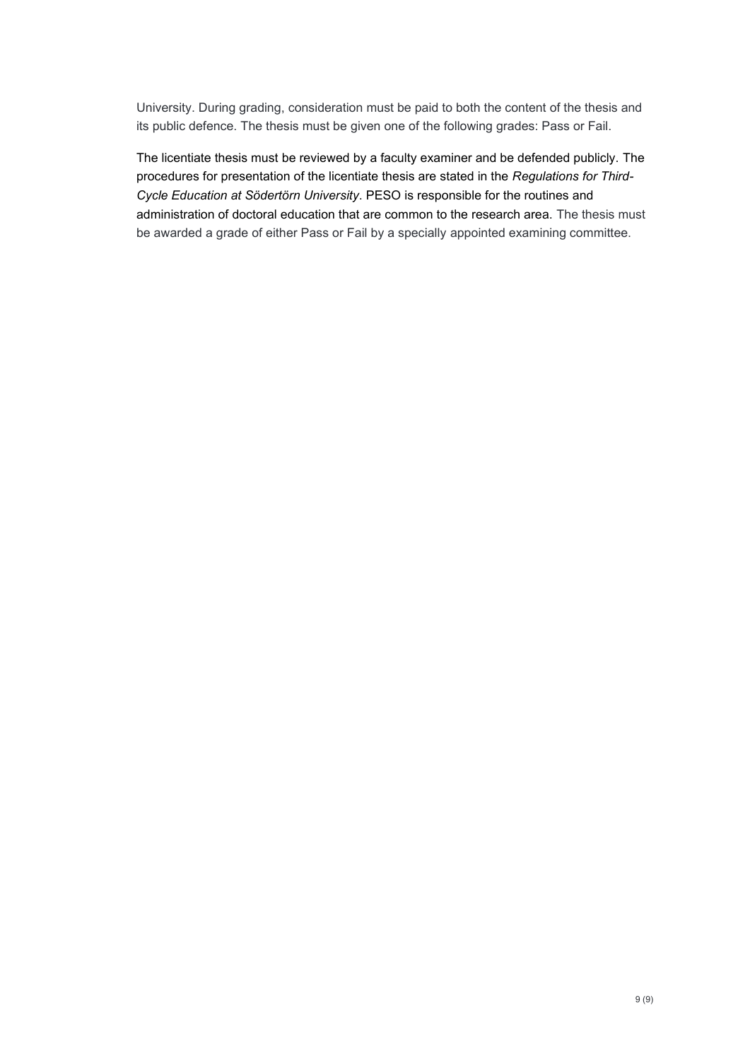University. During grading, consideration must be paid to both the content of the thesis and its public defence. The thesis must be given one of the following grades: Pass or Fail.

The licentiate thesis must be reviewed by a faculty examiner and be defended publicly. The procedures for presentation of the licentiate thesis are stated in the *Regulations for Third-Cycle Education at Södertörn University*. PESO is responsible for the routines and administration of doctoral education that are common to the research area. The thesis must be awarded a grade of either Pass or Fail by a specially appointed examining committee.